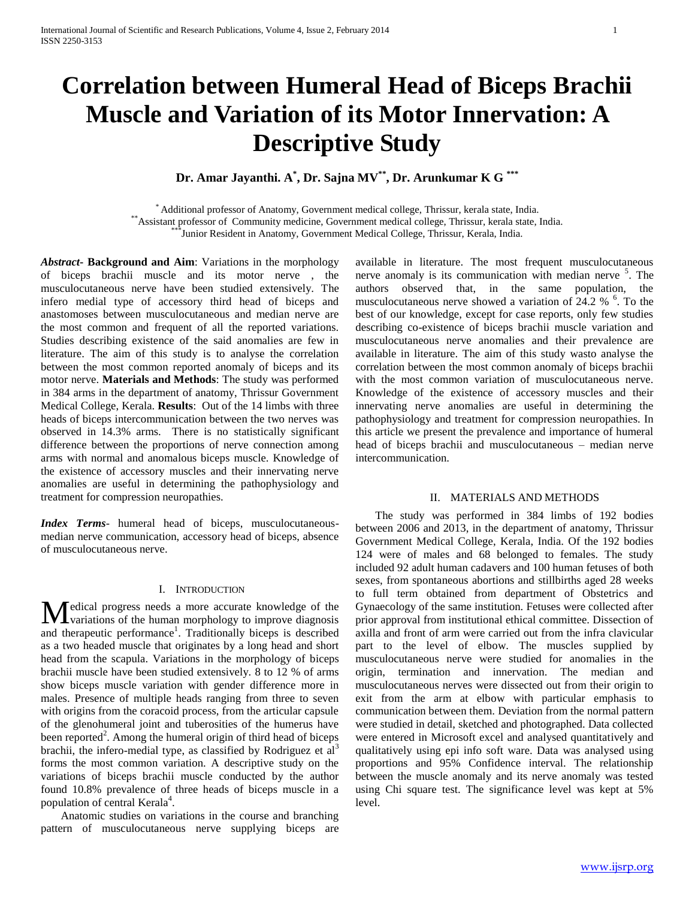# Correlation between Humeral Head of Biceps Brachii Muscle and Variation of its Motor Innervation: A Descriptive Study

**Dr. Amar Jayanthi. A[*], Dr. Sajna MV[**], Dr. Arunkumar K G [***]**

[*] Additional professor of Anatomy, Government medical college, Thrissur, kerala state, India.
[**]Assistant professor of Community medicine, Government medical college, Thrissur, kerala state, India.
[***]Junior Resident in Anatomy, Government Medical College, Thrissur, Kerala, India.

***Abstract*- Background and Aim**: Variations in the morphology of biceps brachii muscle and its motor nerve , the musculocutaneous nerve have been studied extensively. The infero medial type of accessory third head of biceps and anastomoses between musculocutaneous and median nerve are the most common and frequent of all the reported variations. Studies describing existence of the said anomalies are few in literature. The aim of this study is to analyse the correlation between the most common reported anomaly of biceps and its motor nerve. **Materials and Methods**: The study was performed in 384 arms in the department of anatomy, Thrissur Government Medical College, Kerala. **Results**: Out of the 14 limbs with three heads of biceps intercommunication between the two nerves was observed in 14.3% arms. There is no statistically significant difference between the proportions of nerve connection among arms with normal and anomalous biceps muscle. Knowledge of the existence of accessory muscles and their innervating nerve anomalies are useful in determining the pathophysiology and treatment for compression neuropathies.

***Index Terms***- humeral head of biceps, musculocutaneous-median nerve communication, accessory head of biceps, absence of musculocutaneous nerve.

## I. Introduction

Medical progress needs a more accurate knowledge of the variations of the human morphology to improve diagnosis and therapeutic performance[1]. Traditionally biceps is described as a two headed muscle that originates by a long head and short head from the scapula. Variations in the morphology of biceps brachii muscle have been studied extensively. 8 to 12 % of arms show biceps muscle variation with gender difference more in males. Presence of multiple heads ranging from three to seven with origins from the coracoid process, from the articular capsule of the glenohumeral joint and tuberosities of the humerus have been reported[2]. Among the humeral origin of third head of biceps brachii, the infero-medial type, as classified by Rodriguez et al[3] forms the most common variation. A descriptive study on the variations of biceps brachii muscle conducted by the author found 10.8% prevalence of three heads of biceps muscle in a population of central Kerala[4].

Anatomic studies on variations in the course and branching pattern of musculocutaneous nerve supplying biceps are available in literature. The most frequent musculocutaneous nerve anomaly is its communication with median nerve [5]. The authors observed that, in the same population, the musculocutaneous nerve showed a variation of 24.2 % [6]. To the best of our knowledge, except for case reports, only few studies describing co-existence of biceps brachii muscle variation and musculocutaneous nerve anomalies and their prevalence are available in literature. The aim of this study wasto analyse the correlation between the most common anomaly of biceps brachii with the most common variation of musculocutaneous nerve. Knowledge of the existence of accessory muscles and their innervating nerve anomalies are useful in determining the pathophysiology and treatment for compression neuropathies. In this article we present the prevalence and importance of humeral head of biceps brachii and musculocutaneous – median nerve intercommunication.

## II. Materials and Methods

The study was performed in 384 limbs of 192 bodies between 2006 and 2013, in the department of anatomy, Thrissur Government Medical College, Kerala, India. Of the 192 bodies 124 were of males and 68 belonged to females. The study included 92 adult human cadavers and 100 human fetuses of both sexes, from spontaneous abortions and stillbirths aged 28 weeks to full term obtained from department of Obstetrics and Gynaecology of the same institution. Fetuses were collected after prior approval from institutional ethical committee. Dissection of axilla and front of arm were carried out from the infra clavicular part to the level of elbow. The muscles supplied by musculocutaneous nerve were studied for anomalies in the origin, termination and innervation. The median and musculocutaneous nerves were dissected out from their origin to exit from the arm at elbow with particular emphasis to communication between them. Deviation from the normal pattern were studied in detail, sketched and photographed. Data collected were entered in Microsoft excel and analysed quantitatively and qualitatively using epi info soft ware. Data was analysed using proportions and 95% Confidence interval. The relationship between the muscle anomaly and its nerve anomaly was tested using Chi square test. The significance level was kept at 5% level.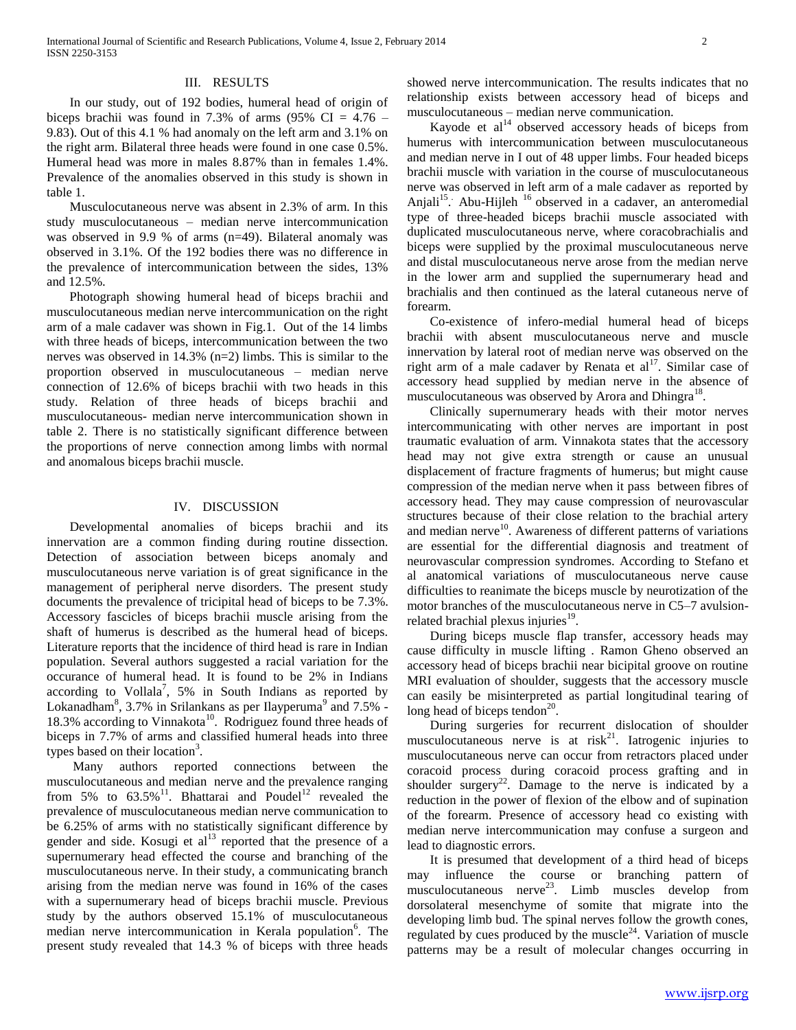## III. RESULTS

In our study, out of 192 bodies, humeral head of origin of biceps brachii was found in 7.3% of arms (95% CI = 4.76 – 9.83). Out of this 4.1 % had anomaly on the left arm and 3.1% on the right arm. Bilateral three heads were found in one case 0.5%. Humeral head was more in males 8.87% than in females 1.4%. Prevalence of the anomalies observed in this study is shown in table 1.

Musculocutaneous nerve was absent in 2.3% of arm. In this study musculocutaneous – median nerve intercommunication was observed in 9.9 % of arms (n=49). Bilateral anomaly was observed in 3.1%. Of the 192 bodies there was no difference in the prevalence of intercommunication between the sides, 13% and 12.5%.

Photograph showing humeral head of biceps brachii and musculocutaneous median nerve intercommunication on the right arm of a male cadaver was shown in Fig.1. Out of the 14 limbs with three heads of biceps, intercommunication between the two nerves was observed in 14.3% (n=2) limbs. This is similar to the proportion observed in musculocutaneous – median nerve connection of 12.6% of biceps brachii with two heads in this study. Relation of three heads of biceps brachii and musculocutaneous- median nerve intercommunication shown in table 2. There is no statistically significant difference between the proportions of nerve connection among limbs with normal and anomalous biceps brachii muscle.

## IV. DISCUSSION

Developmental anomalies of biceps brachii and its innervation are a common finding during routine dissection. Detection of association between biceps anomaly and musculocutaneous nerve variation is of great significance in the management of peripheral nerve disorders. The present study documents the prevalence of tricipital head of biceps to be 7.3%. Accessory fascicles of biceps brachii muscle arising from the shaft of humerus is described as the humeral head of biceps. Literature reports that the incidence of third head is rare in Indian population. Several authors suggested a racial variation for the occurance of humeral head. It is found to be 2% in Indians according to Vollala[7], 5% in South Indians as reported by Lokanadham[8], 3.7% in Srilankans as per Ilayperuma[9] and 7.5% - 18.3% according to Vinnakota[10]. Rodriguez found three heads of biceps in 7.7% of arms and classified humeral heads into three types based on their location[3].

Many authors reported connections between the musculocutaneous and median nerve and the prevalence ranging from 5% to 63.5%[11]. Bhattarai and Poudel[12] revealed the prevalence of musculocutaneous median nerve communication to be 6.25% of arms with no statistically significant difference by gender and side. Kosugi et al[13] reported that the presence of a supernumerary head effected the course and branching of the musculocutaneous nerve. In their study, a communicating branch arising from the median nerve was found in 16% of the cases with a supernumerary head of biceps brachii muscle. Previous study by the authors observed 15.1% of musculocutaneous median nerve intercommunication in Kerala population[6]. The present study revealed that 14.3 % of biceps with three heads showed nerve intercommunication. The results indicates that no relationship exists between accessory head of biceps and musculocutaneous – median nerve communication.

Kayode et al[14] observed accessory heads of biceps from humerus with intercommunication between musculocutaneous and median nerve in I out of 48 upper limbs. Four headed biceps brachii muscle with variation in the course of musculocutaneous nerve was observed in left arm of a male cadaver as reported by Anjali[15]. Abu-Hijleh [16] observed in a cadaver, an anteromedial type of three-headed biceps brachii muscle associated with duplicated musculocutaneous nerve, where coracobrachialis and biceps were supplied by the proximal musculocutaneous nerve and distal musculocutaneous nerve arose from the median nerve in the lower arm and supplied the supernumerary head and brachialis and then continued as the lateral cutaneous nerve of forearm.

Co-existence of infero-medial humeral head of biceps brachii with absent musculocutaneous nerve and muscle innervation by lateral root of median nerve was observed on the right arm of a male cadaver by Renata et al[17]. Similar case of accessory head supplied by median nerve in the absence of musculocutaneous was observed by Arora and Dhingra[18].

Clinically supernumerary heads with their motor nerves intercommunicating with other nerves are important in post traumatic evaluation of arm. Vinnakota states that the accessory head may not give extra strength or cause an unusual displacement of fracture fragments of humerus; but might cause compression of the median nerve when it pass between fibres of accessory head. They may cause compression of neurovascular structures because of their close relation to the brachial artery and median nerve[10]. Awareness of different patterns of variations are essential for the differential diagnosis and treatment of neurovascular compression syndromes. According to Stefano et al anatomical variations of musculocutaneous nerve cause difficulties to reanimate the biceps muscle by neurotization of the motor branches of the musculocutaneous nerve in C5–7 avulsion-related brachial plexus injuries[19].

During biceps muscle flap transfer, accessory heads may cause difficulty in muscle lifting . Ramon Gheno observed an accessory head of biceps brachii near bicipital groove on routine MRI evaluation of shoulder, suggests that the accessory muscle can easily be misinterpreted as partial longitudinal tearing of long head of biceps tendon[20].

During surgeries for recurrent dislocation of shoulder musculocutaneous nerve is at risk[21]. Iatrogenic injuries to musculocutaneous nerve can occur from retractors placed under coracoid process during coracoid process grafting and in shoulder surgery[22]. Damage to the nerve is indicated by a reduction in the power of flexion of the elbow and of supination of the forearm. Presence of accessory head co existing with median nerve intercommunication may confuse a surgeon and lead to diagnostic errors.

It is presumed that development of a third head of biceps may influence the course or branching pattern of musculocutaneous nerve[23]. Limb muscles develop from dorsolateral mesenchyme of somite that migrate into the developing limb bud. The spinal nerves follow the growth cones, regulated by cues produced by the muscle[24]. Variation of muscle patterns may be a result of molecular changes occurring in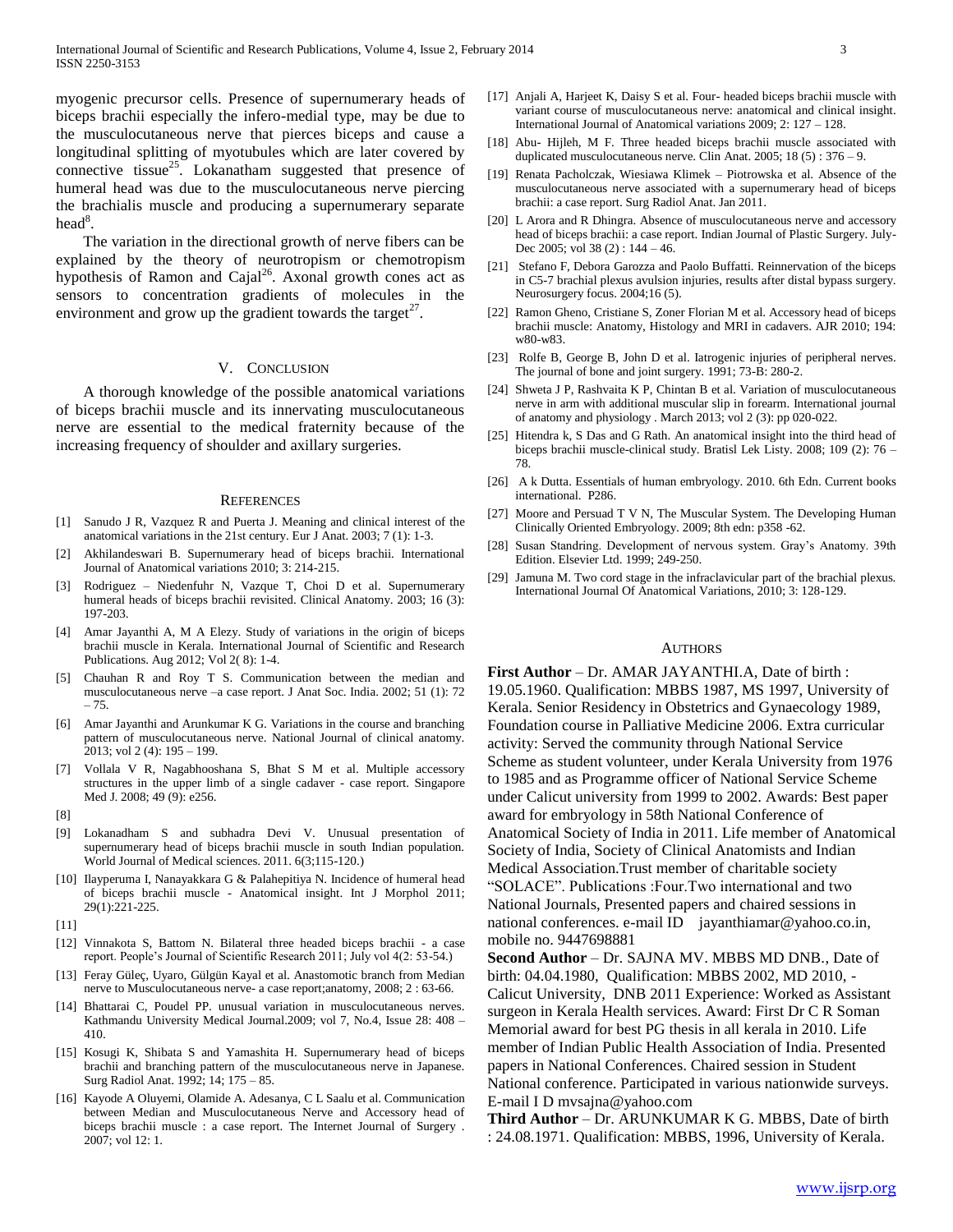myogenic precursor cells. Presence of supernumerary heads of biceps brachii especially the infero-medial type, may be due to the musculocutaneous nerve that pierces biceps and cause a longitudinal splitting of myotubules which are later covered by connective tissue[25]. Lokanatham suggested that presence of humeral head was due to the musculocutaneous nerve piercing the brachialis muscle and producing a supernumerary separate head[8].

The variation in the directional growth of nerve fibers can be explained by the theory of neurotropism or chemotropism hypothesis of Ramon and Cajal[26]. Axonal growth cones act as sensors to concentration gradients of molecules in the environment and grow up the gradient towards the target[27].

## V. Conclusion

A thorough knowledge of the possible anatomical variations of biceps brachii muscle and its innervating musculocutaneous nerve are essential to the medical fraternity because of the increasing frequency of shoulder and axillary surgeries.

## References

[1] Sanudo J R, Vazquez R and Puerta J. Meaning and clinical interest of the anatomical variations in the 21st century. Eur J Anat. 2003; 7 (1): 1-3.

[2] Akhilandeswari B. Supernumerary head of biceps brachii. International Journal of Anatomical variations 2010; 3: 214-215.

[3] Rodriguez – Niedenfuhr N, Vazque T, Choi D et al. Supernumerary humeral heads of biceps brachii revisited. Clinical Anatomy. 2003; 16 (3): 197-203.

[4] Amar Jayanthi A, M A Elezy. Study of variations in the origin of biceps brachii muscle in Kerala. International Journal of Scientific and Research Publications. Aug 2012; Vol 2( 8): 1-4.

[5] Chauhan R and Roy T S. Communication between the median and musculocutaneous nerve –a case report. J Anat Soc. India. 2002; 51 (1): 72 – 75.

[6] Amar Jayanthi and Arunkumar K G. Variations in the course and branching pattern of musculocutaneous nerve. National Journal of clinical anatomy. 2013; vol 2 (4): 195 – 199.

[7] Vollala V R, Nagabhooshana S, Bhat S M et al. Multiple accessory structures in the upper limb of a single cadaver - case report. Singapore Med J. 2008; 49 (9): e256.

[8]

[9] Lokanadham S and subhadra Devi V. Unusual presentation of supernumerary head of biceps brachii muscle in south Indian population. World Journal of Medical sciences. 2011. 6(3;115-120.)

[10] Ilayperuma I, Nanayakkara G & Palahepitiya N. Incidence of humeral head of biceps brachii muscle - Anatomical insight. Int J Morphol 2011; 29(1):221-225.

[11]

[12] Vinnakota S, Battom N. Bilateral three headed biceps brachii - a case report. People's Journal of Scientific Research 2011; July vol 4(2: 53-54.)

[13] Feray Güleç, Uyaro, Gülgün Kayal et al. Anastomotic branch from Median nerve to Musculocutaneous nerve- a case report;anatomy, 2008; 2 : 63-66.

[14] Bhattarai C, Poudel PP. unusual variation in musculocutaneous nerves. Kathmandu University Medical Journal.2009; vol 7, No.4, Issue 28: 408 – 410.

[15] Kosugi K, Shibata S and Yamashita H. Supernumerary head of biceps brachii and branching pattern of the musculocutaneous nerve in Japanese. Surg Radiol Anat. 1992; 14; 175 – 85.

[16] Kayode A Oluyemi, Olamide A. Adesanya, C L Saalu et al. Communication between Median and Musculocutaneous Nerve and Accessory head of biceps brachii muscle : a case report. The Internet Journal of Surgery . 2007; vol 12: 1.

[17] Anjali A, Harjeet K, Daisy S et al. Four- headed biceps brachii muscle with variant course of musculocutaneous nerve: anatomical and clinical insight. International Journal of Anatomical variations 2009; 2: 127 – 128.

[18] Abu- Hijleh, M F. Three headed biceps brachii muscle associated with duplicated musculocutaneous nerve. Clin Anat. 2005; 18 (5) : 376 – 9.

[19] Renata Pacholczak, Wiesiawa Klimek – Piotrowska et al. Absence of the musculocutaneous nerve associated with a supernumerary head of biceps brachii: a case report. Surg Radiol Anat. Jan 2011.

[20] L Arora and R Dhingra. Absence of musculocutaneous nerve and accessory head of biceps brachii: a case report. Indian Journal of Plastic Surgery. July-Dec 2005; vol 38 (2) : 144 – 46.

[21] Stefano F, Debora Garozza and Paolo Buffatti. Reinnervation of the biceps in C5-7 brachial plexus avulsion injuries, results after distal bypass surgery. Neurosurgery focus. 2004;16 (5).

[22] Ramon Gheno, Cristiane S, Zoner Florian M et al. Accessory head of biceps brachii muscle: Anatomy, Histology and MRI in cadavers. AJR 2010; 194: w80-w83.

[23] Rolfe B, George B, John D et al. Iatrogenic injuries of peripheral nerves. The journal of bone and joint surgery. 1991; 73-B: 280-2.

[24] Shweta J P, Rashvaita K P, Chintan B et al. Variation of musculocutaneous nerve in arm with additional muscular slip in forearm. International journal of anatomy and physiology . March 2013; vol 2 (3): pp 020-022.

[25] Hitendra k, S Das and G Rath. An anatomical insight into the third head of biceps brachii muscle-clinical study. Bratisl Lek Listy. 2008; 109 (2): 76 – 78.

[26] A k Dutta. Essentials of human embryology. 2010. 6th Edn. Current books international. P286.

[27] Moore and Persuad T V N, The Muscular System. The Developing Human Clinically Oriented Embryology. 2009; 8th edn: p358 -62.

[28] Susan Standring. Development of nervous system. Gray's Anatomy. 39th Edition. Elsevier Ltd. 1999; 249-250.

[29] Jamuna M. Two cord stage in the infraclavicular part of the brachial plexus. International Journal Of Anatomical Variations, 2010; 3: 128-129.

## Authors

**First Author** – Dr. AMAR JAYANTHI.A, Date of birth : 19.05.1960. Qualification: MBBS 1987, MS 1997, University of Kerala. Senior Residency in Obstetrics and Gynaecology 1989, Foundation course in Palliative Medicine 2006. Extra curricular activity: Served the community through National Service Scheme as student volunteer, under Kerala University from 1976 to 1985 and as Programme officer of National Service Scheme under Calicut university from 1999 to 2002. Awards: Best paper award for embryology in 58th National Conference of Anatomical Society of India in 2011. Life member of Anatomical Society of India, Society of Clinical Anatomists and Indian Medical Association.Trust member of charitable society "SOLACE". Publications :Four.Two international and two National Journals, Presented papers and chaired sessions in national conferences. e-mail ID jayanthiamar@yahoo.co.in, mobile no. 9447698881

**Second Author** – Dr. SAJNA MV. MBBS MD DNB., Date of birth: 04.04.1980, Qualification: MBBS 2002, MD 2010, - Calicut University, DNB 2011 Experience: Worked as Assistant surgeon in Kerala Health services. Award: First Dr C R Soman Memorial award for best PG thesis in all kerala in 2010. Life member of Indian Public Health Association of India. Presented papers in National Conferences. Chaired session in Student National conference. Participated in various nationwide surveys. E-mail I D mvsajna@yahoo.com

**Third Author** – Dr. ARUNKUMAR K G. MBBS, Date of birth : 24.08.1971. Qualification: MBBS, 1996, University of Kerala.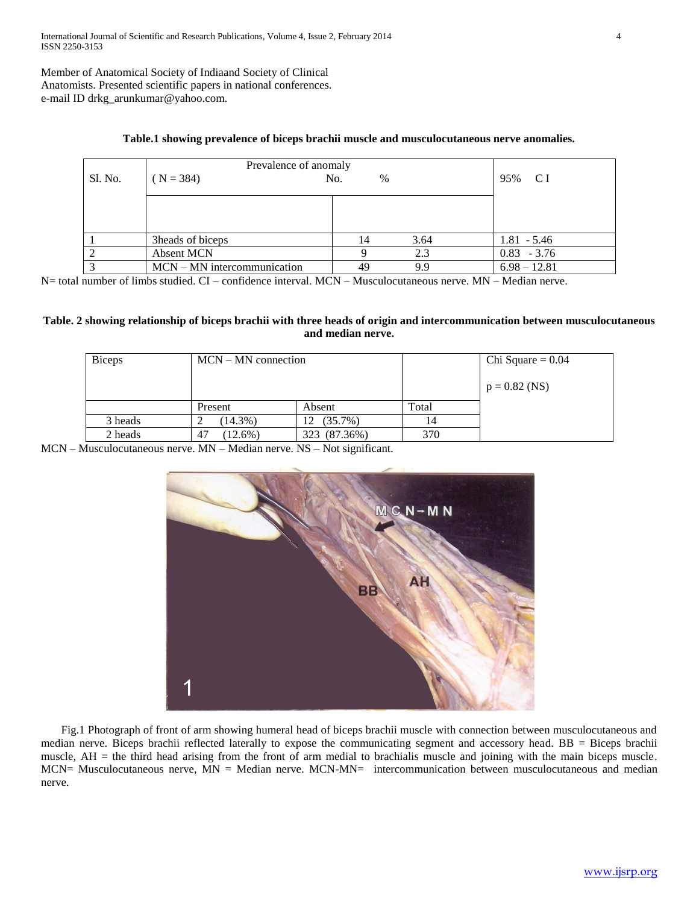Member of Anatomical Society of Indiaand Society of Clinical Anatomists. Presented scientific papers in national conferences. e-mail ID drkg_arunkumar@yahoo.com.

**Table.1 showing prevalence of biceps brachii muscle and musculocutaneous nerve anomalies.**

| Sl. No. | Prevalence of anomaly ( N = 384) | No. | % | 95% C I |
|---|---|---|---|---|
| 1 | 3heads of biceps | 14 | 3.64 | 1.81 - 5.46 |
| 2 | Absent MCN | 9 | 2.3 | 0.83 - 3.76 |
| 3 | MCN – MN intercommunication | 49 | 9.9 | 6.98 – 12.81 |

N= total number of limbs studied. CI – confidence interval. MCN – Musculocutaneous nerve. MN – Median nerve.

**Table. 2 showing relationship of biceps brachii with three heads of origin and intercommunication between musculocutaneous and median nerve.**

| Biceps | MCN – MN connection | | | Chi Square = 0.04 p = 0.82 (NS) |
|---|---|---|---|---|
| | Present | Absent | Total | |
| 3 heads | 2 (14.3%) | 12 (35.7%) | 14 | |
| 2 heads | 47 (12.6%) | 323 (87.36%) | 370 | |

MCN – Musculocutaneous nerve. MN – Median nerve. NS – Not significant.

Fig.1 Photograph of front of arm showing humeral head of biceps brachii muscle with connection between musculocutaneous and median nerve. Biceps brachii reflected laterally to expose the communicating segment and accessory head. BB = Biceps brachii muscle, AH = the third head arising from the front of arm medial to brachialis muscle and joining with the main biceps muscle. MCN= Musculocutaneous nerve, MN = Median nerve. MCN-MN= intercommunication between musculocutaneous and median nerve.